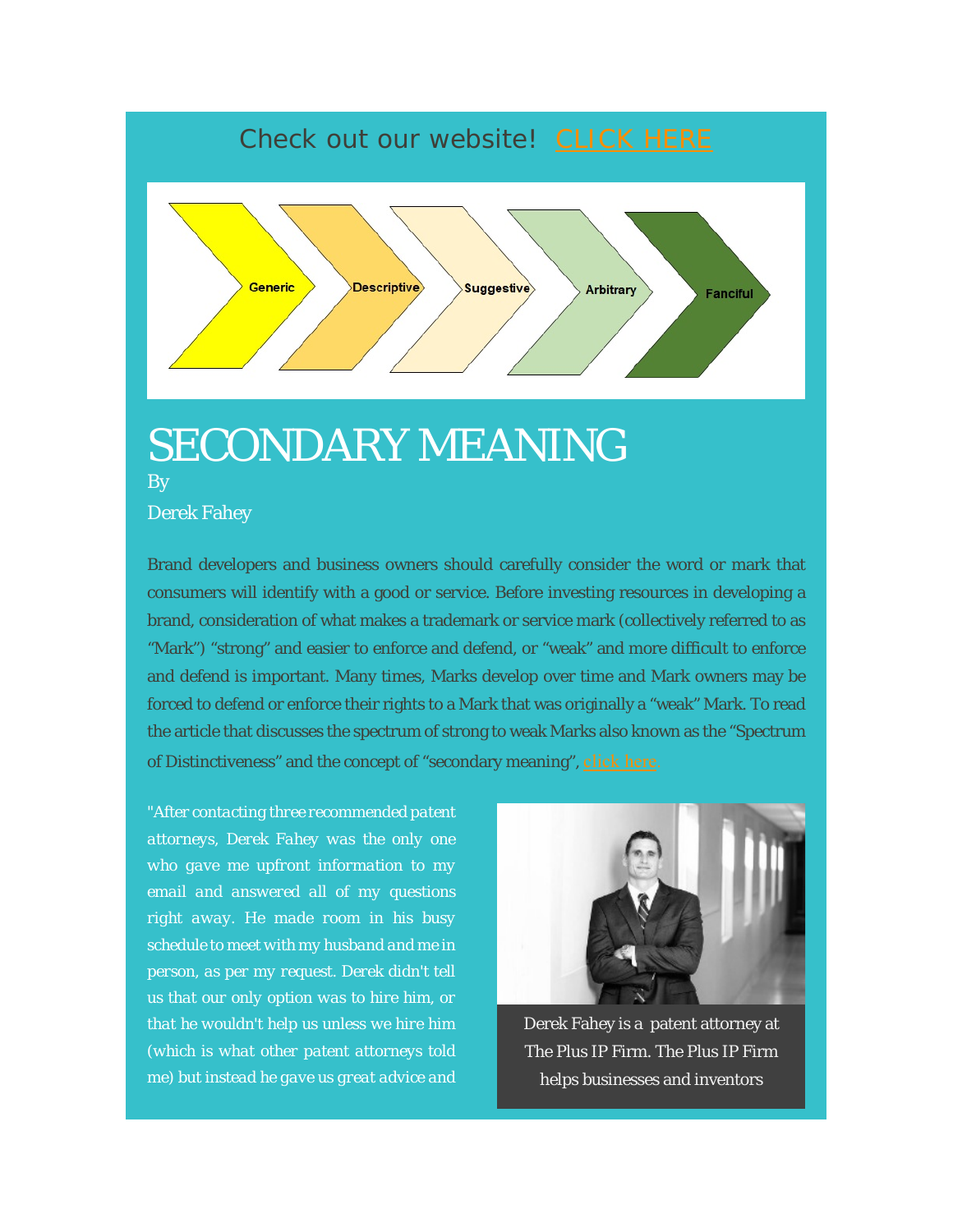Check out our website! CLICK HERE

Generic Descriptive Suggestive Arbitrary Fanciful

# SECONDARY MEANING

By

Derek Fahey

Brand developers and business owners should carefully consider the word or mark that consumers will identify with a good or service. Before investing resources in developing a brand, consideration of what makes a trademark or service mark (collectively referred to as "Mark") "strong" and easier to enforce and defend, or "weak" and more difficult to enforce and defend is important. Many times, Marks develop over time and Mark owners may be forced to defend or enforce their rights to a Mark that was originally a "weak" Mark. To read the article that discusses the spectrum of strong to weak Marks also known as the "Spectrum of Distinctiveness" and the concept of "secondary meaning", click here.

*"After contacting three recommended patent attorneys, Derek Fahey was the only one who gave me upfront information to my email and answered all of my questions right away. He made room in his busy schedule to meet with my husband and me in person, as per my request. Derek didn't tell us that our only option was to hire him, or that he wouldn't help us unless we hire him (which is what other patent attorneys told me) but instead he gave us great advice and*

Derek Fahey is a patent attorney at The Plus IP Firm. The Plus IP Firm helps businesses and inventors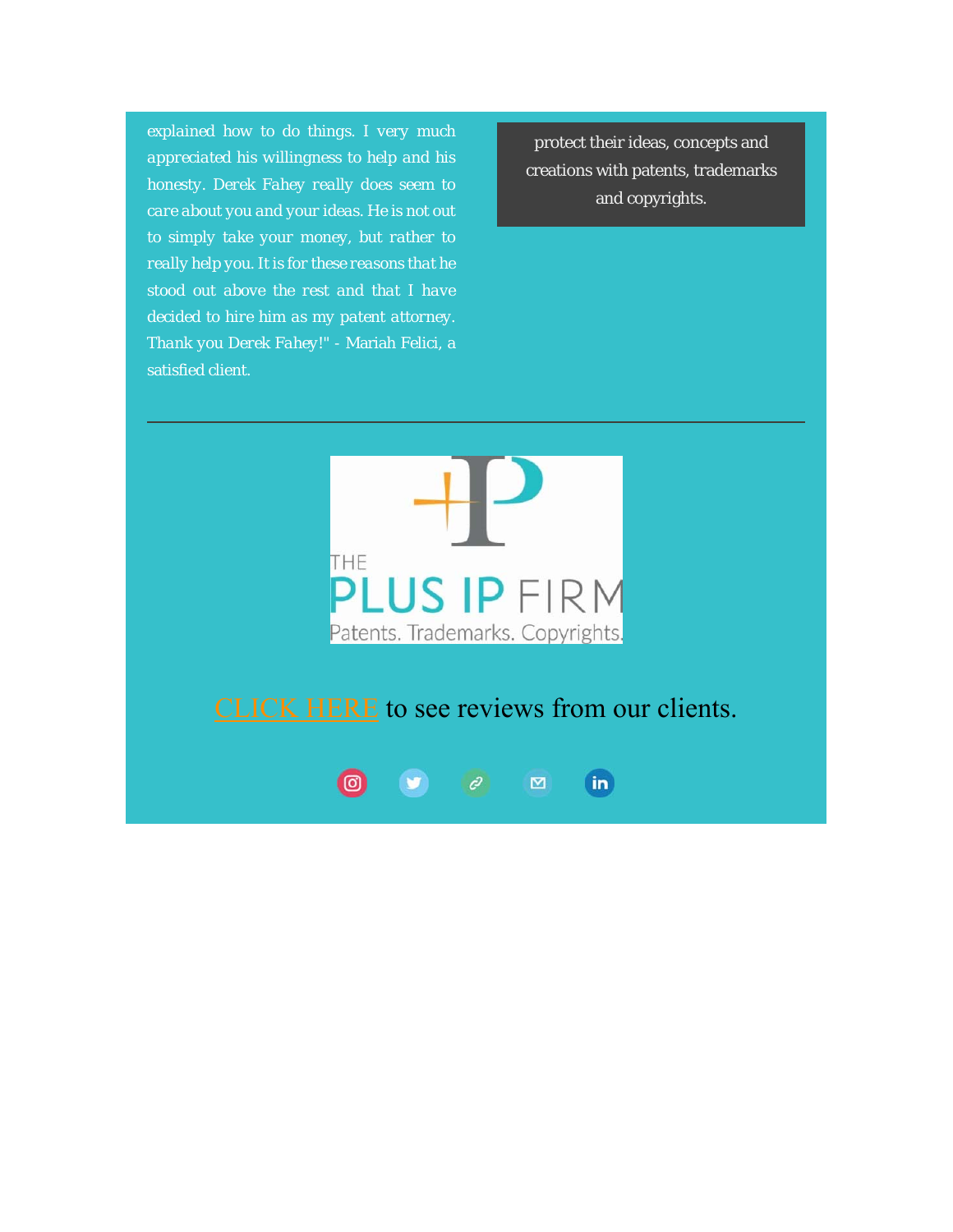explained how to do things. I very much appreciated his willingness to help and his honesty. Derek Fahey really does seem to care about you and your ideas. He is not out to simply take your money, but rather to really help you. It is for these reasons that he stood out above the rest and that I have decided to hire him as my patent attorney. Thank you Derek Fahey!" - Mariah Felici, a satisfied client.

protect their ideas, concepts and creations with patents, trademarks and copyrights.

---

THE PLUS IP FIRM

Patents. Trademarks. Copyrights.

CLICK HERE to see reviews from our clients.